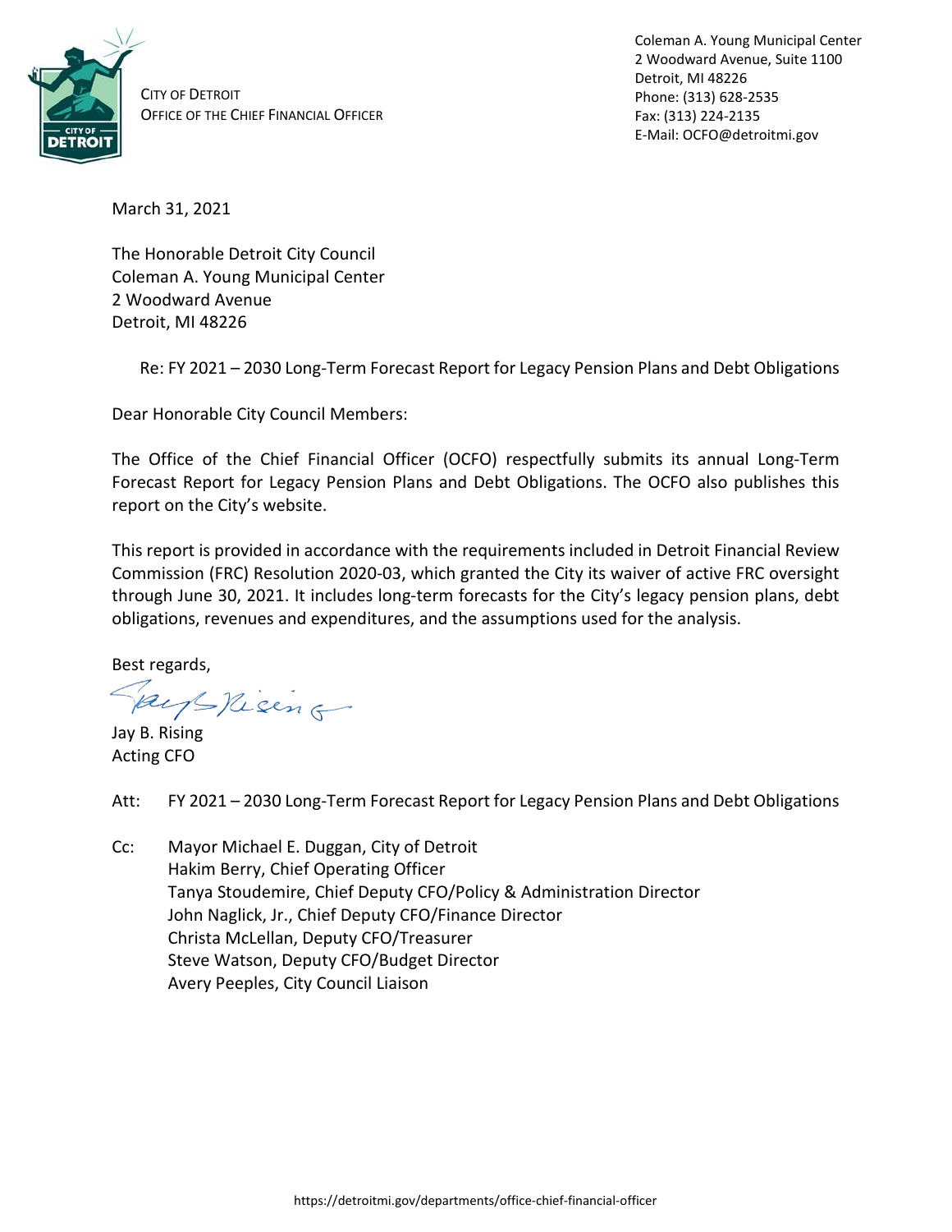CITY OF DETROIT
OFFICE OF THE CHIEF FINANCIAL OFFICER

Coleman A. Young Municipal Center
2 Woodward Avenue, Suite 1100
Detroit, MI 48226
Phone: (313) 628-2535
Fax: (313) 224-2135
E-Mail: OCFO@detroitmi.gov

March 31, 2021

The Honorable Detroit City Council
Coleman A. Young Municipal Center
2 Woodward Avenue
Detroit, MI 48226

Re: FY 2021 – 2030 Long-Term Forecast Report for Legacy Pension Plans and Debt Obligations

Dear Honorable City Council Members:

The Office of the Chief Financial Officer (OCFO) respectfully submits its annual Long-Term Forecast Report for Legacy Pension Plans and Debt Obligations. The OCFO also publishes this report on the City's website.

This report is provided in accordance with the requirements included in Detroit Financial Review Commission (FRC) Resolution 2020-03, which granted the City its waiver of active FRC oversight through June 30, 2021. It includes long-term forecasts for the City's legacy pension plans, debt obligations, revenues and expenditures, and the assumptions used for the analysis.

Best regards,

Jay B. Rising
Acting CFO

Att: FY 2021 – 2030 Long-Term Forecast Report for Legacy Pension Plans and Debt Obligations

Cc: Mayor Michael E. Duggan, City of Detroit
Hakim Berry, Chief Operating Officer
Tanya Stoudemire, Chief Deputy CFO/Policy & Administration Director
John Naglick, Jr., Chief Deputy CFO/Finance Director
Christa McLellan, Deputy CFO/Treasurer
Steve Watson, Deputy CFO/Budget Director
Avery Peeples, City Council Liaison

https://detroitmi.gov/departments/office-chief-financial-officer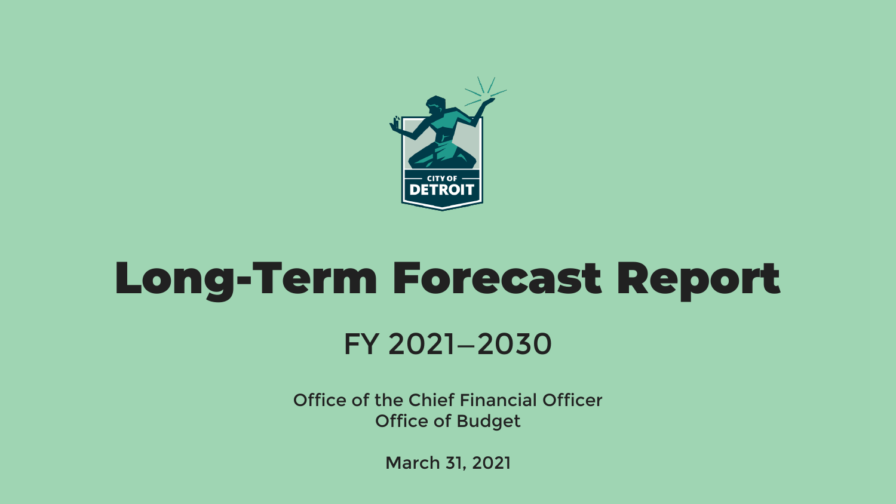# Long-Term Forecast Report

## FY 2021–2030

Office of the Chief Financial Officer
Office of Budget

March 31, 2021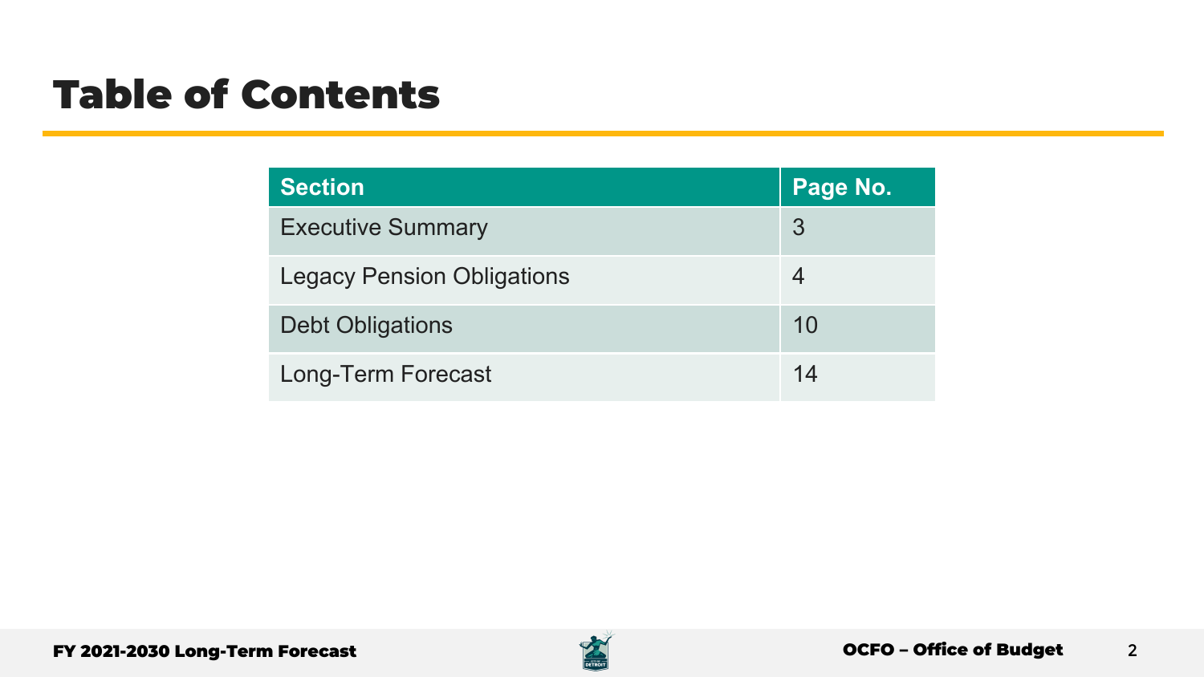# Table of Contents

| Section | Page No. |
| --- | --- |
| Executive Summary | 3 |
| Legacy Pension Obligations | 4 |
| Debt Obligations | 10 |
| Long-Term Forecast | 14 |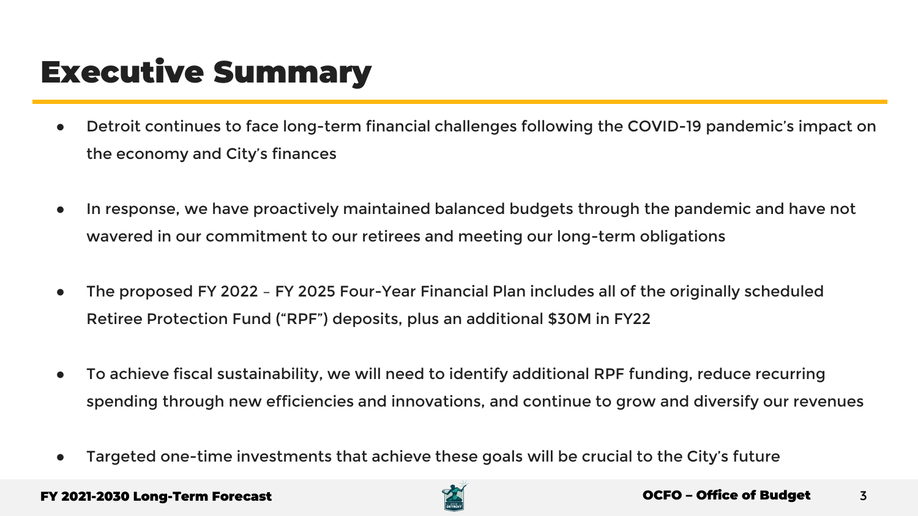# Executive Summary

- Detroit continues to face long-term financial challenges following the COVID-19 pandemic's impact on the economy and City's finances
- In response, we have proactively maintained balanced budgets through the pandemic and have not wavered in our commitment to our retirees and meeting our long-term obligations
- The proposed FY 2022 – FY 2025 Four-Year Financial Plan includes all of the originally scheduled Retiree Protection Fund ("RPF") deposits, plus an additional $30M in FY22
- To achieve fiscal sustainability, we will need to identify additional RPF funding, reduce recurring spending through new efficiencies and innovations, and continue to grow and diversify our revenues
- Targeted one-time investments that achieve these goals will be crucial to the City's future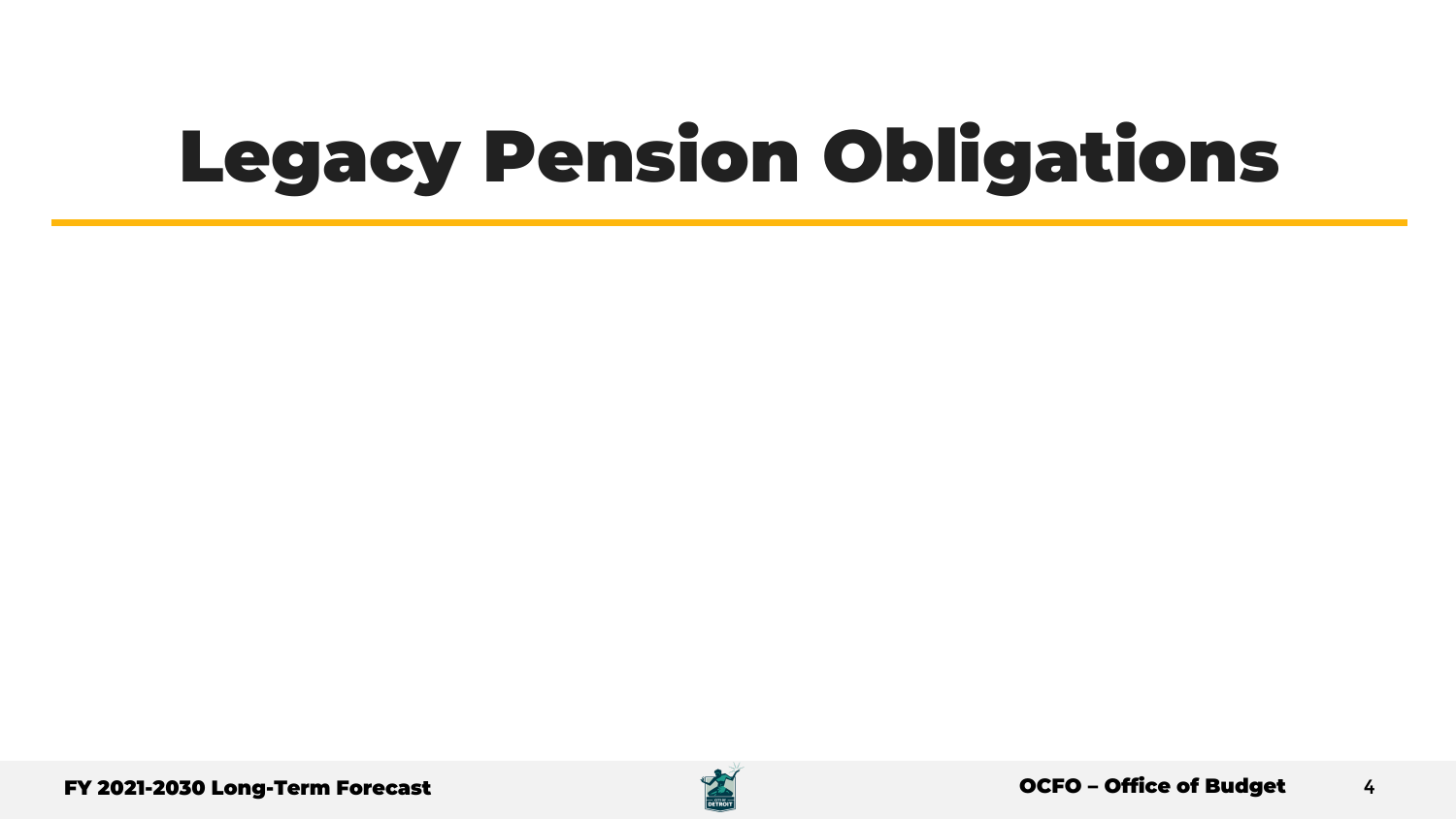# Legacy Pension Obligations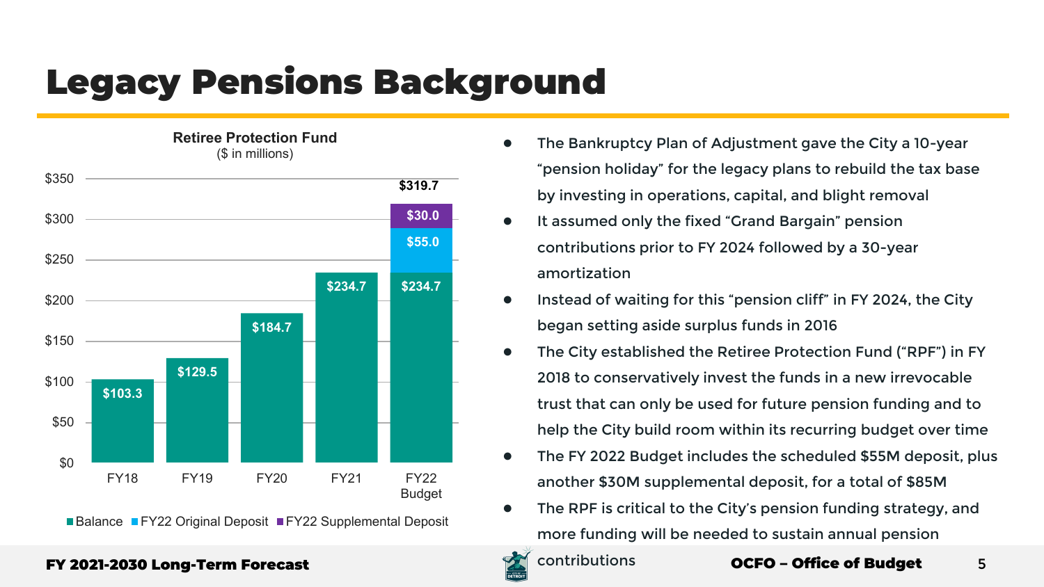# Legacy Pensions Background

**Retiree Protection Fund**
($ in millions)

| | Balance | FY22 Original Deposit | FY22 Supplemental Deposit | Total |
|---|---|---|---|---|
| FY18 | $103.3 | | | |
| FY19 | $129.5 | | | |
| FY20 | $184.7 | | | |
| FY21 | $234.7 | | | |
| FY22 Budget | $234.7 | $55.0 | $30.0 | $319.7 |

- The Bankruptcy Plan of Adjustment gave the City a 10-year "pension holiday" for the legacy plans to rebuild the tax base by investing in operations, capital, and blight removal
- It assumed only the fixed "Grand Bargain" pension contributions prior to FY 2024 followed by a 30-year amortization
- Instead of waiting for this "pension cliff" in FY 2024, the City began setting aside surplus funds in 2016
- The City established the Retiree Protection Fund ("RPF") in FY 2018 to conservatively invest the funds in a new irrevocable trust that can only be used for future pension funding and to help the City build room within its recurring budget over time
- The FY 2022 Budget includes the scheduled $55M deposit, plus another $30M supplemental deposit, for a total of $85M
- The RPF is critical to the City's pension funding strategy, and more funding will be needed to sustain annual pension contributions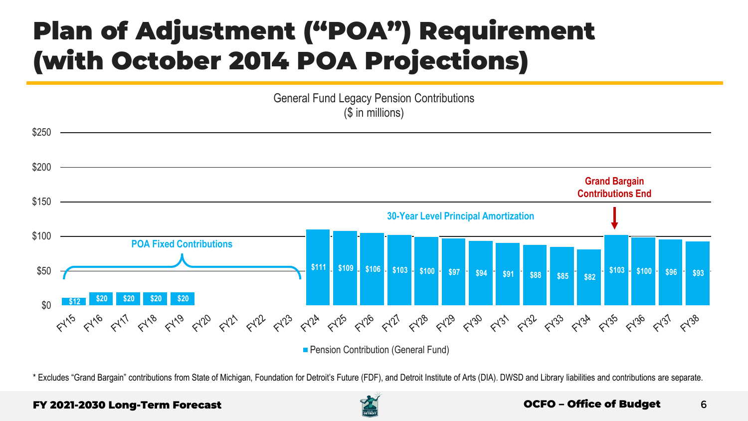# Plan of Adjustment ("POA") Requirement (with October 2014 POA Projections)

General Fund Legacy Pension Contributions
($ in millions)

| Fiscal Year | Pension Contribution (General Fund) |
| --- | --- |
| FY15 | $12 |
| FY16 | $20 |
| FY17 | $20 |
| FY18 | $20 |
| FY19 | $20 |
| FY20 | |
| FY21 | |
| FY22 | |
| FY23 | |
| FY24 | $111 |
| FY25 | $109 |
| FY26 | $106 |
| FY27 | $103 |
| FY28 | $100 |
| FY29 | $97 |
| FY30 | $94 |
| FY31 | $91 |
| FY32 | $88 |
| FY33 | $85 |
| FY34 | $82 |
| FY35 | $103 |
| FY36 | $100 |
| FY37 | $96 |
| FY38 | $93 |

- POA Fixed Contributions: FY15–FY23
- 30-Year Level Principal Amortization: FY24–FY38
- Grand Bargain Contributions End: FY35

\* Excludes "Grand Bargain" contributions from State of Michigan, Foundation for Detroit's Future (FDF), and Detroit Institute of Arts (DIA). DWSD and Library liabilities and contributions are separate.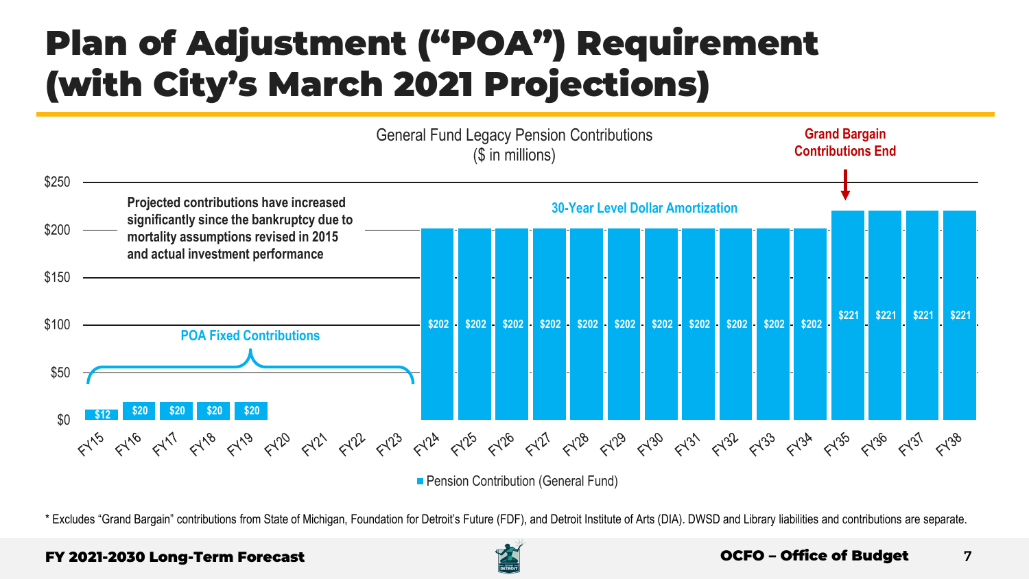# Plan of Adjustment ("POA") Requirement (with City's March 2021 Projections)

General Fund Legacy Pension Contributions
($ in millions)

Projected contributions have increased significantly since the bankruptcy due to mortality assumptions revised in 2015 and actual investment performance

POA Fixed Contributions

30-Year Level Dollar Amortization

Grand Bargain Contributions End

| Fiscal Year | Pension Contribution (General Fund) |
| --- | --- |
| FY15 | $12 |
| FY16 | $20 |
| FY17 | $20 |
| FY18 | $20 |
| FY19 | $20 |
| FY20 | |
| FY21 | |
| FY22 | |
| FY23 | |
| FY24 | $202 |
| FY25 | $202 |
| FY26 | $202 |
| FY27 | $202 |
| FY28 | $202 |
| FY29 | $202 |
| FY30 | $202 |
| FY31 | $202 |
| FY32 | $202 |
| FY33 | $202 |
| FY34 | $202 |
| FY35 | $221 |
| FY36 | $221 |
| FY37 | $221 |
| FY38 | $221 |

\* Excludes "Grand Bargain" contributions from State of Michigan, Foundation for Detroit's Future (FDF), and Detroit Institute of Arts (DIA). DWSD and Library liabilities and contributions are separate.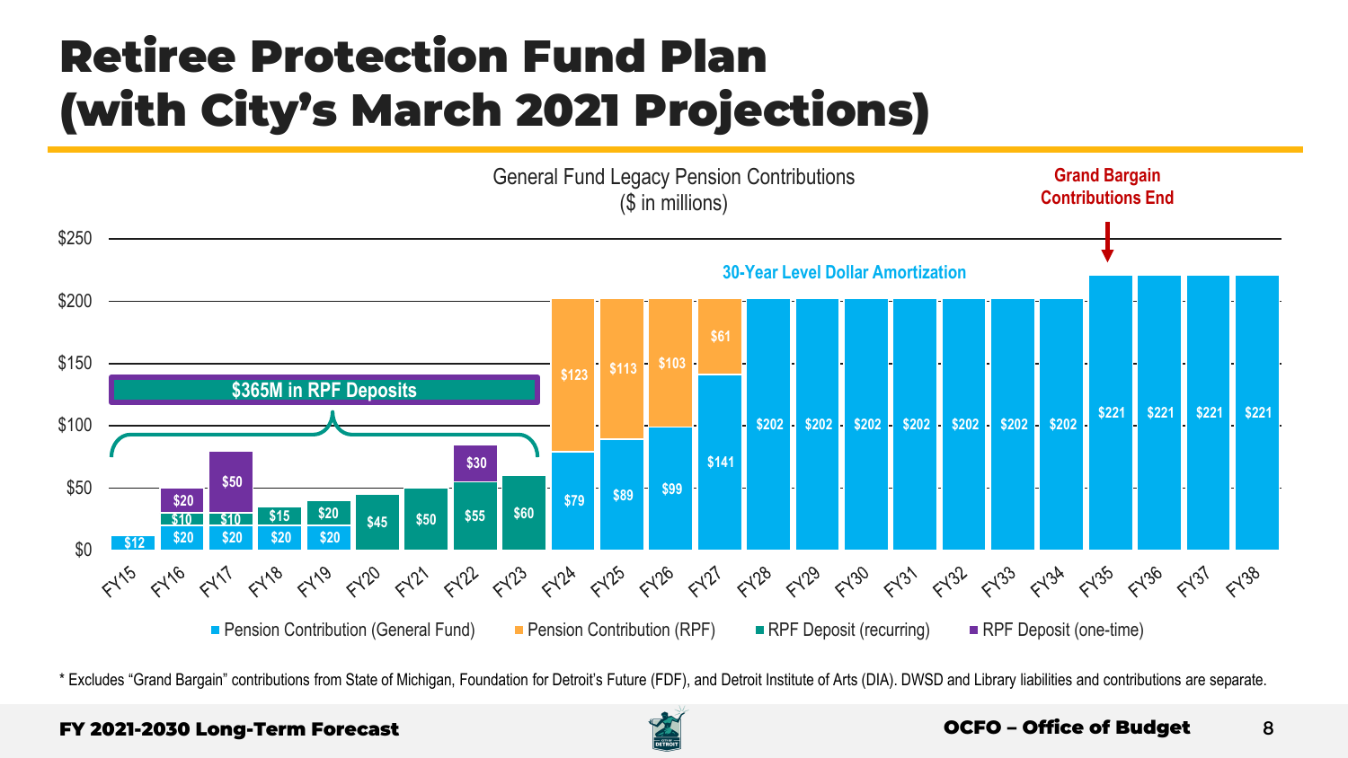# Retiree Protection Fund Plan (with City's March 2021 Projections)

General Fund Legacy Pension Contributions
($ in millions)

| Fiscal Year | Pension Contribution (General Fund) | Pension Contribution (RPF) | RPF Deposit (recurring) | RPF Deposit (one-time) |
|---|---|---|---|---|
| FY15 | $12 | | | |
| FY16 | | | $20 | $10, $20 |
| FY17 | | | $20 | $10, $50 |
| FY18 | | | $20, $15 | |
| FY19 | | | $20, $20 | |
| FY20 | | | $45 | |
| FY21 | | | $50 | |
| FY22 | | | $55 | $30 |
| FY23 | | | $60 | |
| FY24 | $79 | $123 | | |
| FY25 | $89 | $113 | | |
| FY26 | $99 | $103 | | |
| FY27 | $141 | $61 | | |
| FY28 | $202 | | | |
| FY29 | $202 | | | |
| FY30 | $202 | | | |
| FY31 | $202 | | | |
| FY32 | $202 | | | |
| FY33 | $202 | | | |
| FY34 | $202 | | | |
| FY35 | $221 | | | |
| FY36 | $221 | | | |
| FY37 | $221 | | | |
| FY38 | $221 | | | |

$365M in RPF Deposits (FY16–FY23)

30-Year Level Dollar Amortization

Grand Bargain Contributions End (FY35)

* Excludes "Grand Bargain" contributions from State of Michigan, Foundation for Detroit's Future (FDF), and Detroit Institute of Arts (DIA). DWSD and Library liabilities and contributions are separate.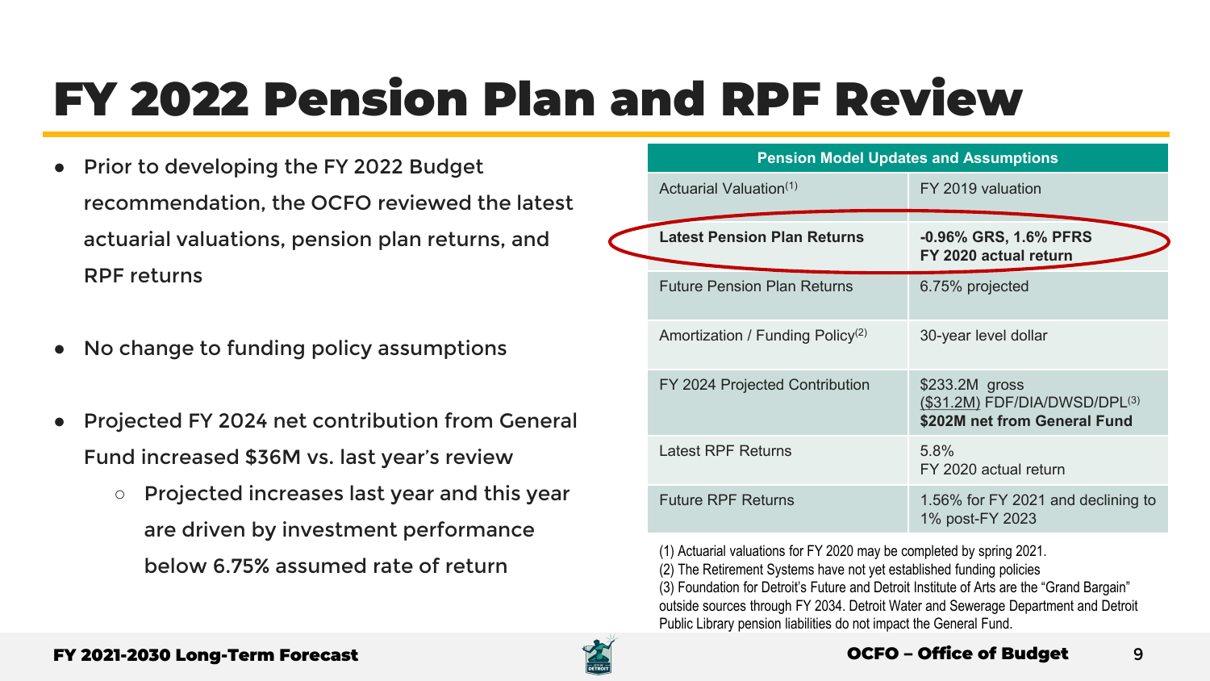# FY 2022 Pension Plan and RPF Review

- Prior to developing the FY 2022 Budget recommendation, the OCFO reviewed the latest actuarial valuations, pension plan returns, and RPF returns
- No change to funding policy assumptions
- Projected FY 2024 net contribution from General Fund increased $36M vs. last year's review
  - Projected increases last year and this year are driven by investment performance below 6.75% assumed rate of return

| Pension Model Updates and Assumptions | |
|---|---|
| Actuarial Valuation[1] | FY 2019 valuation |
| **Latest Pension Plan Returns** | **-0.96% GRS, 1.6% PFRS**<br>**FY 2020 actual return** |
| Future Pension Plan Returns | 6.75% projected |
| Amortization / Funding Policy[2] | 30-year level dollar |
| FY 2024 Projected Contribution | $233.2M gross<br>($31.2M) FDF/DIA/DWSD/DPL[3]<br>**$202M net from General Fund** |
| Latest RPF Returns | 5.8%<br>FY 2020 actual return |
| Future RPF Returns | 1.56% for FY 2021 and declining to 1% post-FY 2023 |

(1) Actuarial valuations for FY 2020 may be completed by spring 2021.
(2) The Retirement Systems have not yet established funding policies
(3) Foundation for Detroit's Future and Detroit Institute of Arts are the "Grand Bargain" outside sources through FY 2034. Detroit Water and Sewerage Department and Detroit Public Library pension liabilities do not impact the General Fund.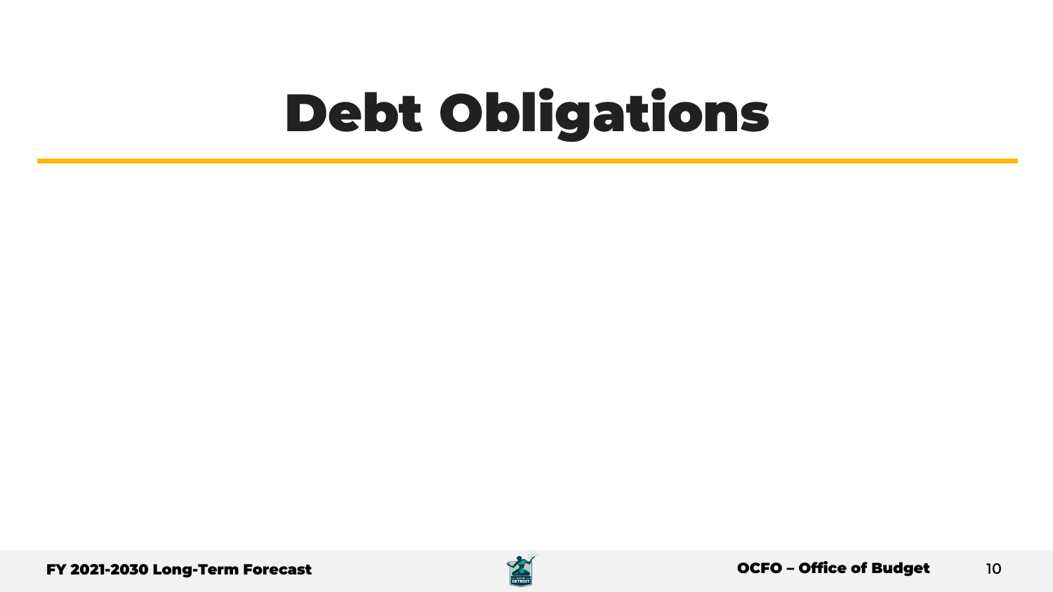# Debt Obligations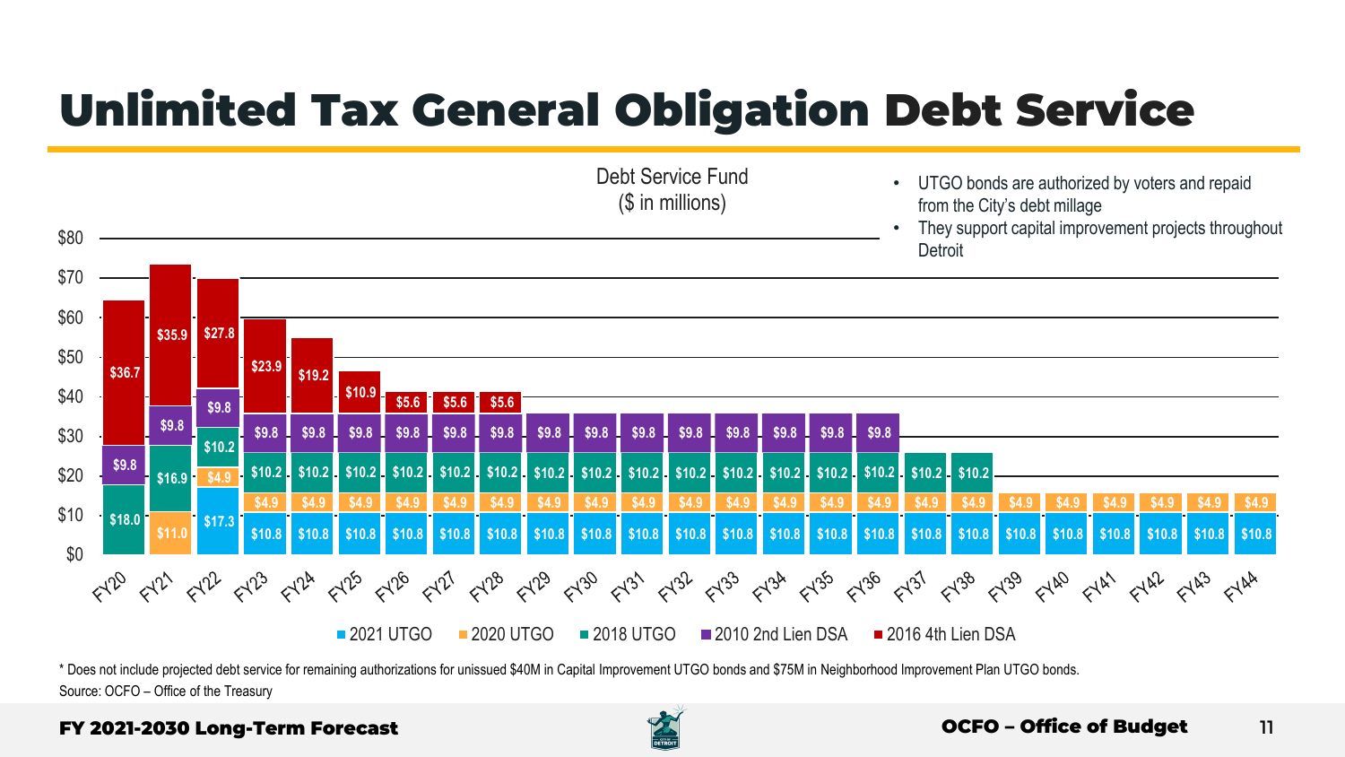# Unlimited Tax General Obligation Debt Service

Debt Service Fund
($ in millions)

- UTGO bonds are authorized by voters and repaid from the City's debt millage
- They support capital improvement projects throughout Detroit

| Fiscal Year | 2021 UTGO | 2020 UTGO | 2018 UTGO | 2010 2nd Lien DSA | 2016 4th Lien DSA |
|---|---|---|---|---|---|
| FY20 | | | $18.0 | $9.8 | $36.7 |
| FY21 | | $11.0 | $16.9 | $9.8 | $35.9 |
| FY22 | $17.3 | $4.9 | $10.2 | $9.8 | $27.8 |
| FY23 | $10.8 | $4.9 | $10.2 | $9.8 | $23.9 |
| FY24 | $10.8 | $4.9 | $10.2 | $9.8 | $19.2 |
| FY25 | $10.8 | $4.9 | $10.2 | $9.8 | $10.9 |
| FY26 | $10.8 | $4.9 | $10.2 | $9.8 | $5.6 |
| FY27 | $10.8 | $4.9 | $10.2 | $9.8 | $5.6 |
| FY28 | $10.8 | $4.9 | $10.2 | $9.8 | $5.6 |
| FY29 | $10.8 | $4.9 | $10.2 | $9.8 | |
| FY30 | $10.8 | $4.9 | $10.2 | $9.8 | |
| FY31 | $10.8 | $4.9 | $10.2 | $9.8 | |
| FY32 | $10.8 | $4.9 | $10.2 | $9.8 | |
| FY33 | $10.8 | $4.9 | $10.2 | $9.8 | |
| FY34 | $10.8 | $4.9 | $10.2 | $9.8 | |
| FY35 | $10.8 | $4.9 | $10.2 | $9.8 | |
| FY36 | $10.8 | $4.9 | $10.2 | $9.8 | |
| FY37 | $10.8 | $4.9 | $10.2 | | |
| FY38 | $10.8 | $4.9 | $10.2 | | |
| FY39 | $10.8 | $4.9 | | | |
| FY40 | $10.8 | $4.9 | | | |
| FY41 | $10.8 | $4.9 | | | |
| FY42 | $10.8 | $4.9 | | | |
| FY43 | $10.8 | $4.9 | | | |
| FY44 | $10.8 | $4.9 | | | |

\* Does not include projected debt service for remaining authorizations for unissued $40M in Capital Improvement UTGO bonds and $75M in Neighborhood Improvement Plan UTGO bonds.

Source: OCFO – Office of the Treasury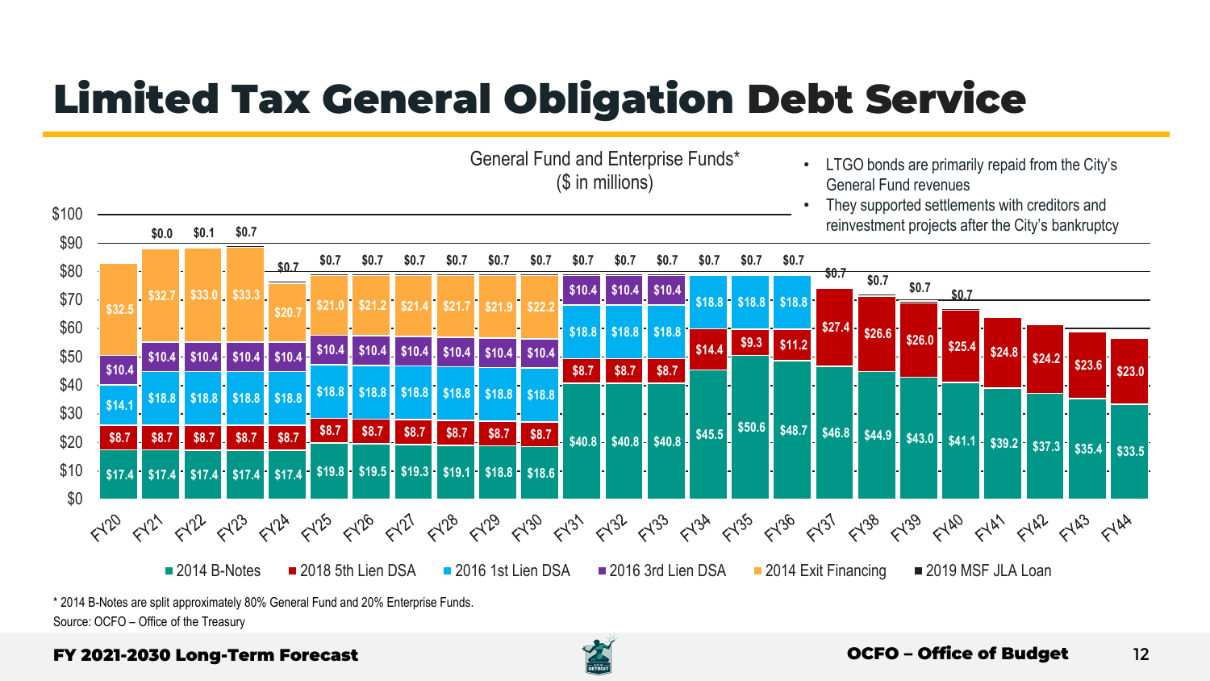# Limited Tax General Obligation Debt Service

General Fund and Enterprise Funds*
($ in millions)

- LTGO bonds are primarily repaid from the City's General Fund revenues
- They supported settlements with creditors and reinvestment projects after the City's bankruptcy

| Fiscal Year | 2014 B-Notes | 2018 5th Lien DSA | 2016 1st Lien DSA | 2016 3rd Lien DSA | 2014 Exit Financing | 2019 MSF JLA Loan |
|---|---|---|---|---|---|---|
| FY20 | $17.4 | $8.7 | $14.1 | $10.4 | $32.5 | |
| FY21 | $17.4 | $8.7 | $18.8 | $10.4 | $32.7 | $0.0 |
| FY22 | $17.4 | $8.7 | $18.8 | $10.4 | $33.0 | $0.1 |
| FY23 | $17.4 | $8.7 | $18.8 | $10.4 | $33.3 | $0.7 |
| FY24 | $17.4 | $8.7 | $18.8 | $10.4 | $20.7 | $0.7 |
| FY25 | $19.8 | $8.7 | $18.8 | $10.4 | $21.0 | $0.7 |
| FY26 | $19.5 | $8.7 | $18.8 | $10.4 | $21.2 | $0.7 |
| FY27 | $19.3 | $8.7 | $18.8 | $10.4 | $21.4 | $0.7 |
| FY28 | $19.1 | $8.7 | $18.8 | $10.4 | $21.7 | $0.7 |
| FY29 | $18.8 | $8.7 | $18.8 | $10.4 | $21.9 | $0.7 |
| FY30 | $18.6 | $8.7 | $18.8 | $10.4 | $22.2 | $0.7 |
| FY31 | $40.8 | $8.7 | $18.8 | $10.4 | | $0.7 |
| FY32 | $40.8 | $8.7 | $18.8 | $10.4 | | $0.7 |
| FY33 | $40.8 | $8.7 | $18.8 | $10.4 | | $0.7 |
| FY34 | $45.5 | $14.4 | $18.8 | | | $0.7 |
| FY35 | $50.6 | $9.3 | $18.8 | | | $0.7 |
| FY36 | $48.7 | $11.2 | $18.8 | | | $0.7 |
| FY37 | $46.8 | $27.4 | | | | $0.7 |
| FY38 | $44.9 | $26.6 | | | | $0.7 |
| FY39 | $43.0 | $26.0 | | | | $0.7 |
| FY40 | $41.1 | $25.4 | | | | $0.7 |
| FY41 | $39.2 | $24.8 | | | | |
| FY42 | $37.3 | $24.2 | | | | |
| FY43 | $35.4 | $23.6 | | | | |
| FY44 | $33.5 | $23.0 | | | | |

\* 2014 B-Notes are split approximately 80% General Fund and 20% Enterprise Funds.

Source: OCFO – Office of the Treasury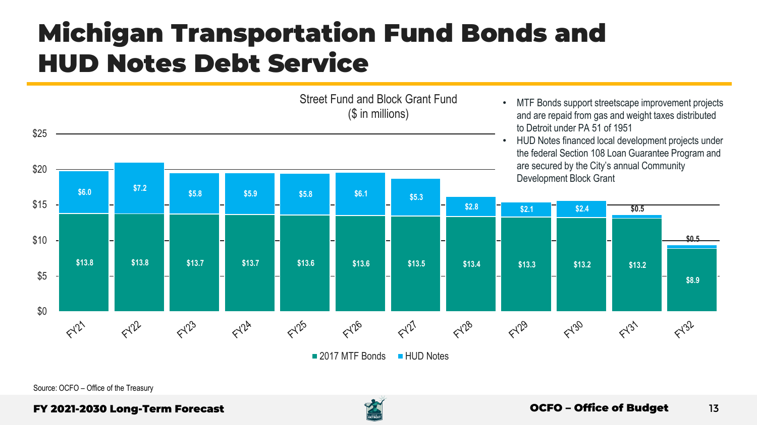# Michigan Transportation Fund Bonds and HUD Notes Debt Service

Street Fund and Block Grant Fund
($ in millions)

| | FY21 | FY22 | FY23 | FY24 | FY25 | FY26 | FY27 | FY28 | FY29 | FY30 | FY31 | FY32 |
|---|---|---|---|---|---|---|---|---|---|---|---|---|
| 2017 MTF Bonds | $13.8 | $13.8 | $13.7 | $13.7 | $13.6 | $13.6 | $13.5 | $13.4 | $13.3 | $13.2 | $13.2 | $8.9 |
| HUD Notes | $6.0 | $7.2 | $5.8 | $5.9 | $5.8 | $6.1 | $5.3 | $2.8 | $2.1 | $2.4 | $0.5 | $0.5 |

- MTF Bonds support streetscape improvement projects and are repaid from gas and weight taxes distributed to Detroit under PA 51 of 1951
- HUD Notes financed local development projects under the federal Section 108 Loan Guarantee Program and are secured by the City's annual Community Development Block Grant

Source: OCFO – Office of the Treasury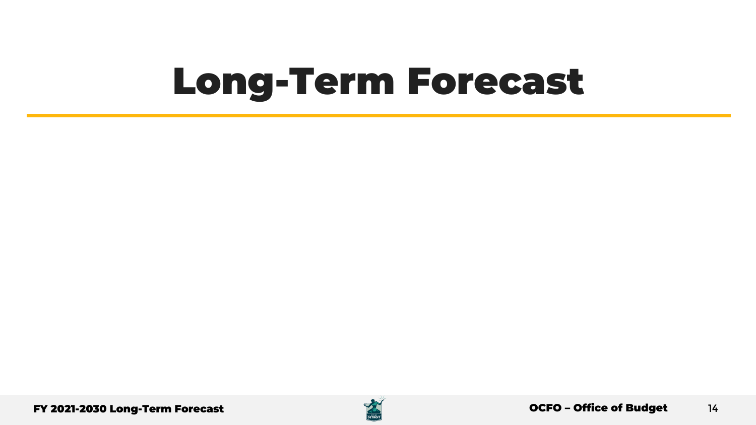# Long-Term Forecast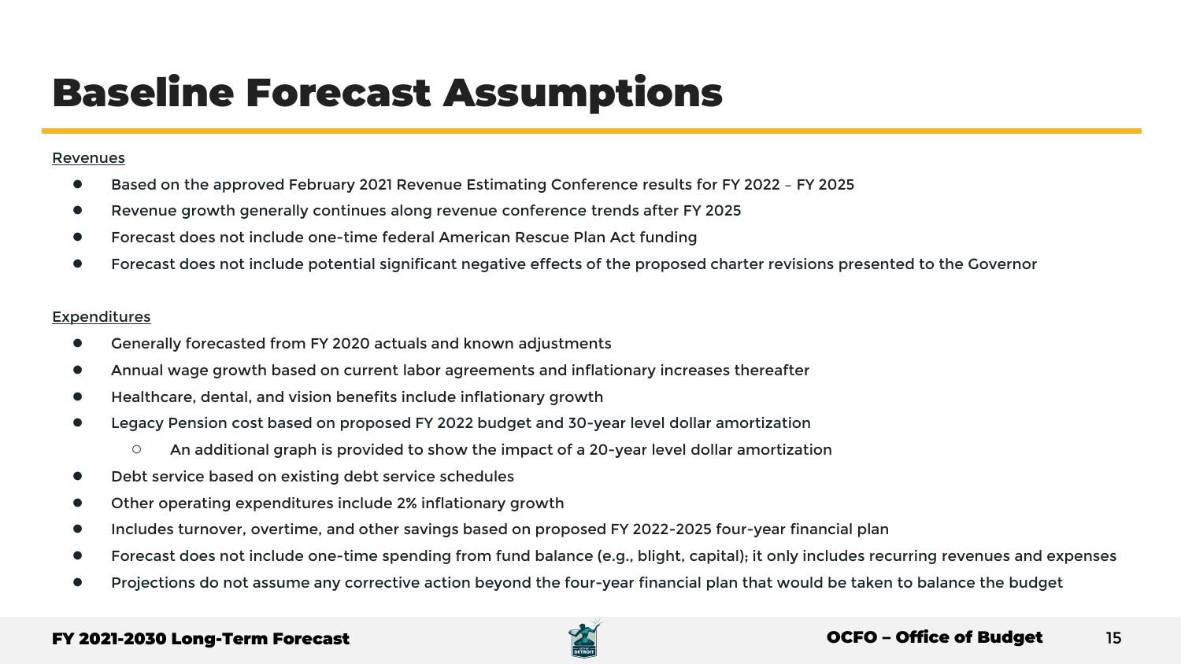# Baseline Forecast Assumptions

Revenues

- Based on the approved February 2021 Revenue Estimating Conference results for FY 2022 – FY 2025
- Revenue growth generally continues along revenue conference trends after FY 2025
- Forecast does not include one-time federal American Rescue Plan Act funding
- Forecast does not include potential significant negative effects of the proposed charter revisions presented to the Governor

Expenditures

- Generally forecasted from FY 2020 actuals and known adjustments
- Annual wage growth based on current labor agreements and inflationary increases thereafter
- Healthcare, dental, and vision benefits include inflationary growth
- Legacy Pension cost based on proposed FY 2022 budget and 30-year level dollar amortization
  - An additional graph is provided to show the impact of a 20-year level dollar amortization
- Debt service based on existing debt service schedules
- Other operating expenditures include 2% inflationary growth
- Includes turnover, overtime, and other savings based on proposed FY 2022-2025 four-year financial plan
- Forecast does not include one-time spending from fund balance (e.g., blight, capital); it only includes recurring revenues and expenses
- Projections do not assume any corrective action beyond the four-year financial plan that would be taken to balance the budget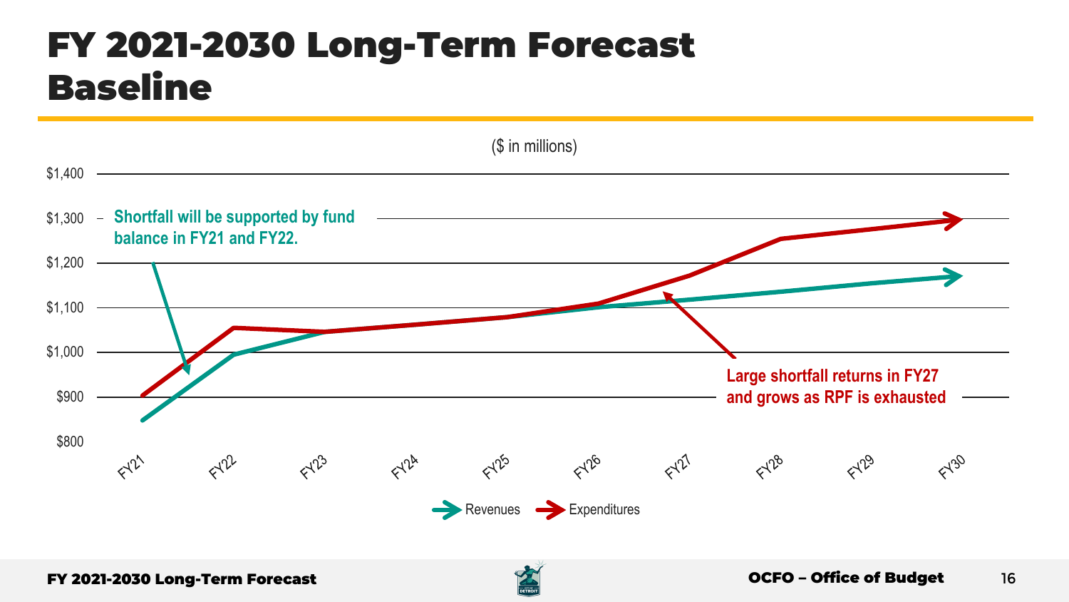# FY 2021-2030 Long-Term Forecast Baseline

($ in millions)

Shortfall will be supported by fund balance in FY21 and FY22.

Large shortfall returns in FY27 and grows as RPF is exhausted

$1,400
$1,300
$1,200
$1,100
$1,000
$900
$800

FY21 FY22 FY23 FY24 FY25 FY26 FY27 FY28 FY29 FY30

Revenues Expenditures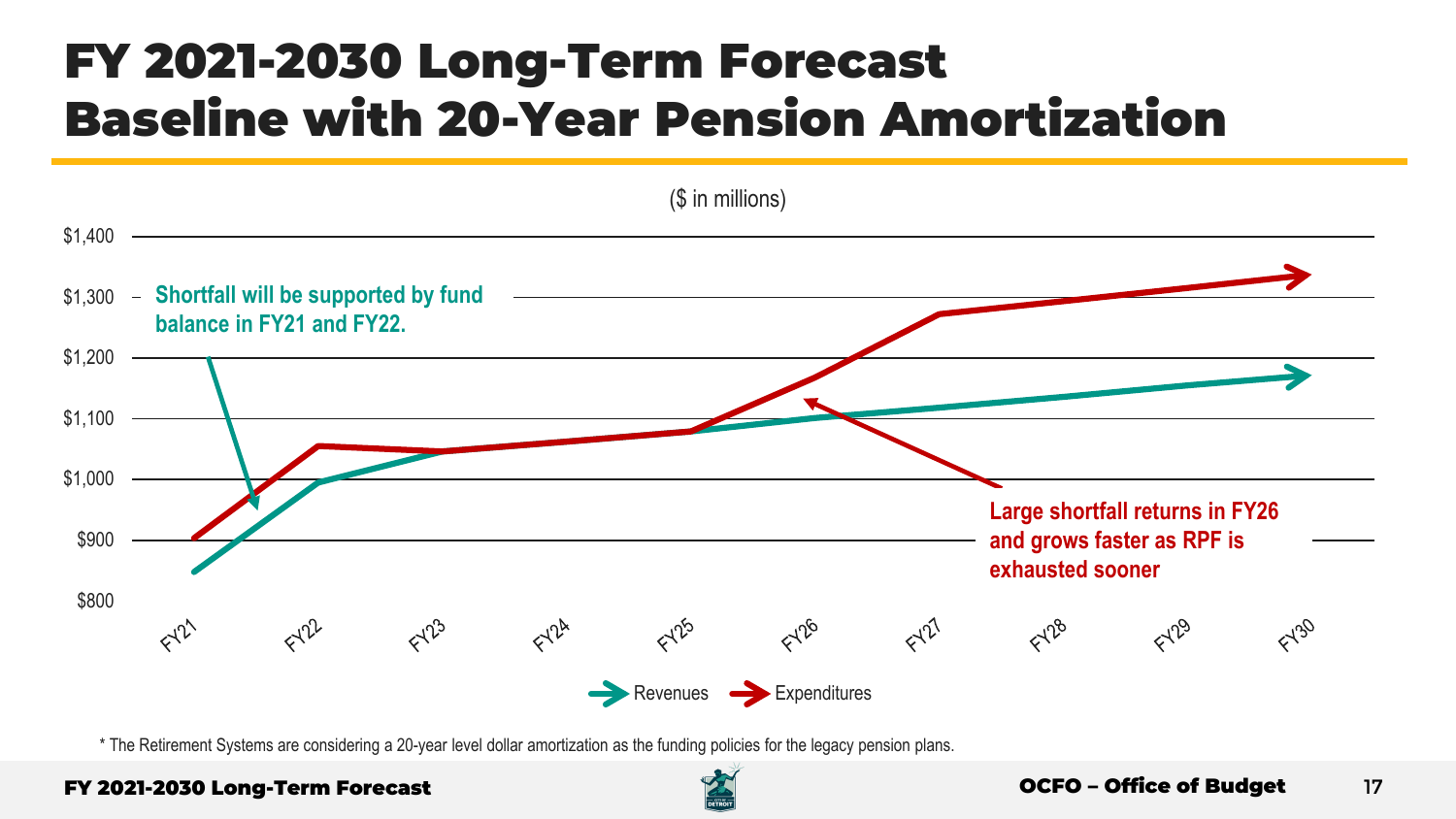# FY 2021-2030 Long-Term Forecast
# Baseline with 20-Year Pension Amortization

($ in millions)

Shortfall will be supported by fund balance in FY21 and FY22.

Large shortfall returns in FY26 and grows faster as RPF is exhausted sooner

$1,400
$1,300
$1,200
$1,100
$1,000
$900
$800

FY21 FY22 FY23 FY24 FY25 FY26 FY27 FY28 FY29 FY30

Revenues Expenditures

\* The Retirement Systems are considering a 20-year level dollar amortization as the funding policies for the legacy pension plans.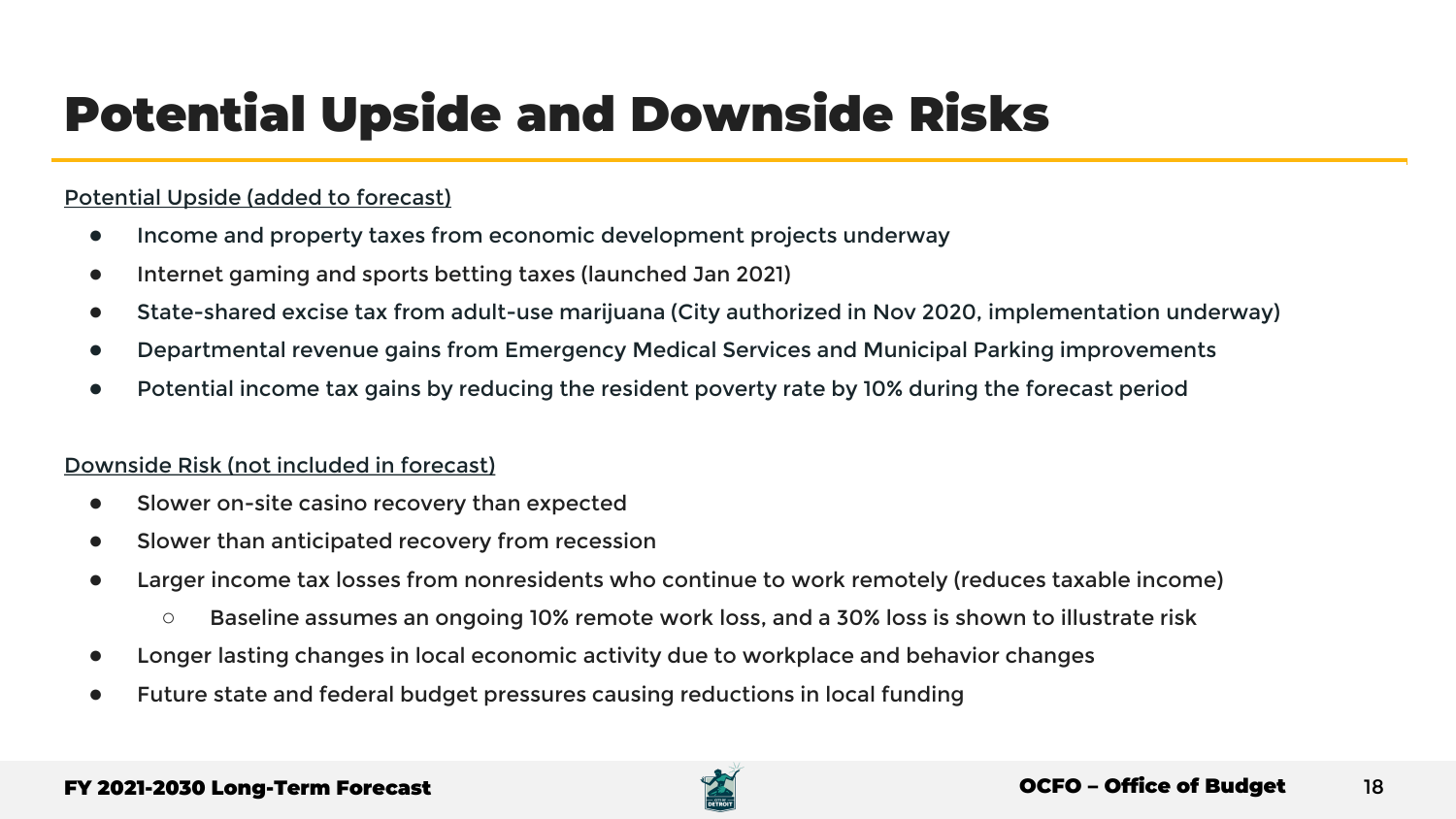# Potential Upside and Downside Risks

Potential Upside (added to forecast)

- Income and property taxes from economic development projects underway
- Internet gaming and sports betting taxes (launched Jan 2021)
- State-shared excise tax from adult-use marijuana (City authorized in Nov 2020, implementation underway)
- Departmental revenue gains from Emergency Medical Services and Municipal Parking improvements
- Potential income tax gains by reducing the resident poverty rate by 10% during the forecast period

Downside Risk (not included in forecast)

- Slower on-site casino recovery than expected
- Slower than anticipated recovery from recession
- Larger income tax losses from nonresidents who continue to work remotely (reduces taxable income)
  - Baseline assumes an ongoing 10% remote work loss, and a 30% loss is shown to illustrate risk
- Longer lasting changes in local economic activity due to workplace and behavior changes
- Future state and federal budget pressures causing reductions in local funding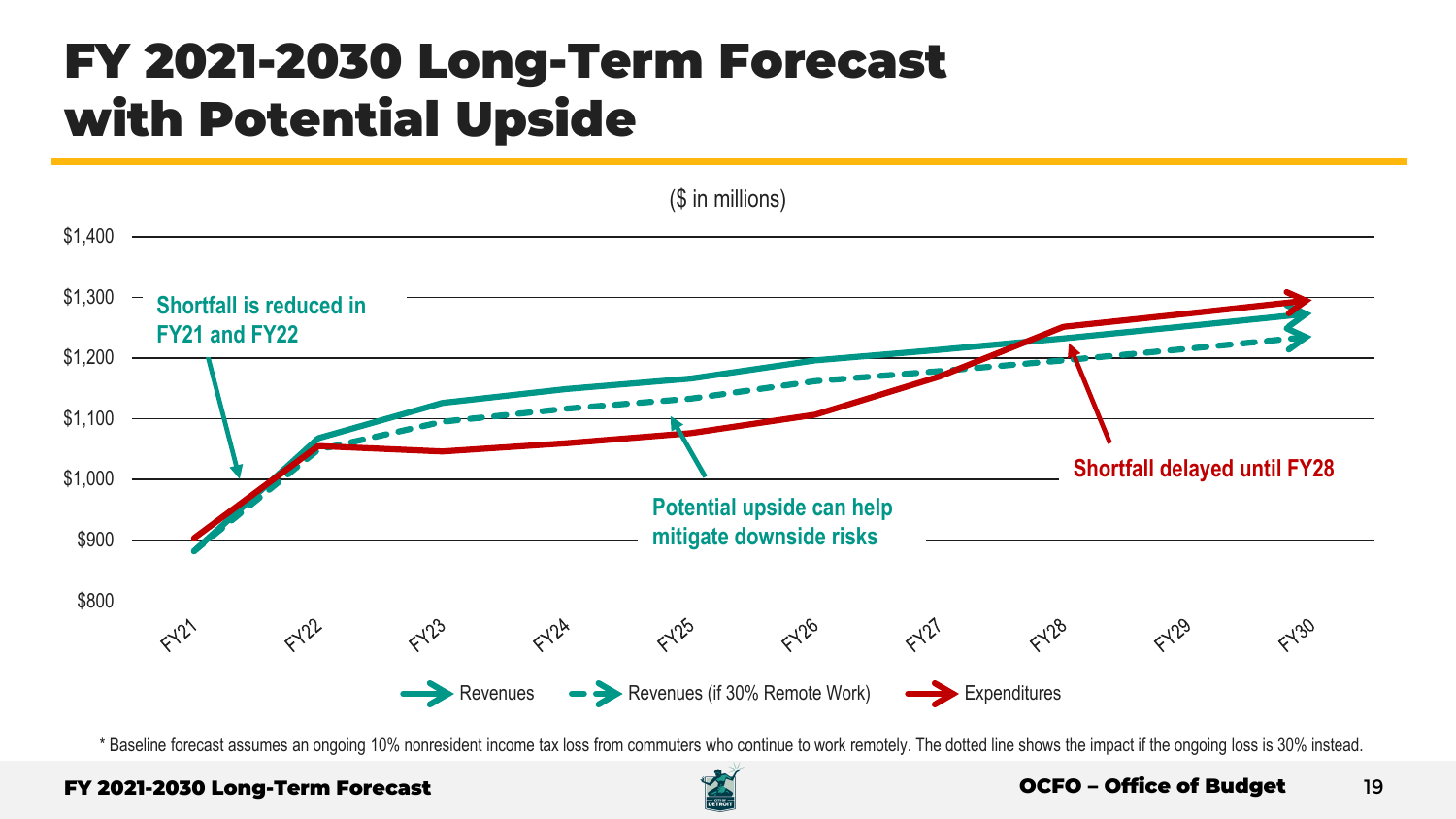# FY 2021-2030 Long-Term Forecast with Potential Upside

($ in millions)

$1,400
$1,300
$1,200
$1,100
$1,000
$900
$800

FY21 FY22 FY23 FY24 FY25 FY26 FY27 FY28 FY29 FY30

Shortfall is reduced in FY21 and FY22

Potential upside can help mitigate downside risks

Shortfall delayed until FY28

Revenues | Revenues (if 30% Remote Work) | Expenditures

\* Baseline forecast assumes an ongoing 10% nonresident income tax loss from commuters who continue to work remotely. The dotted line shows the impact if the ongoing loss is 30% instead.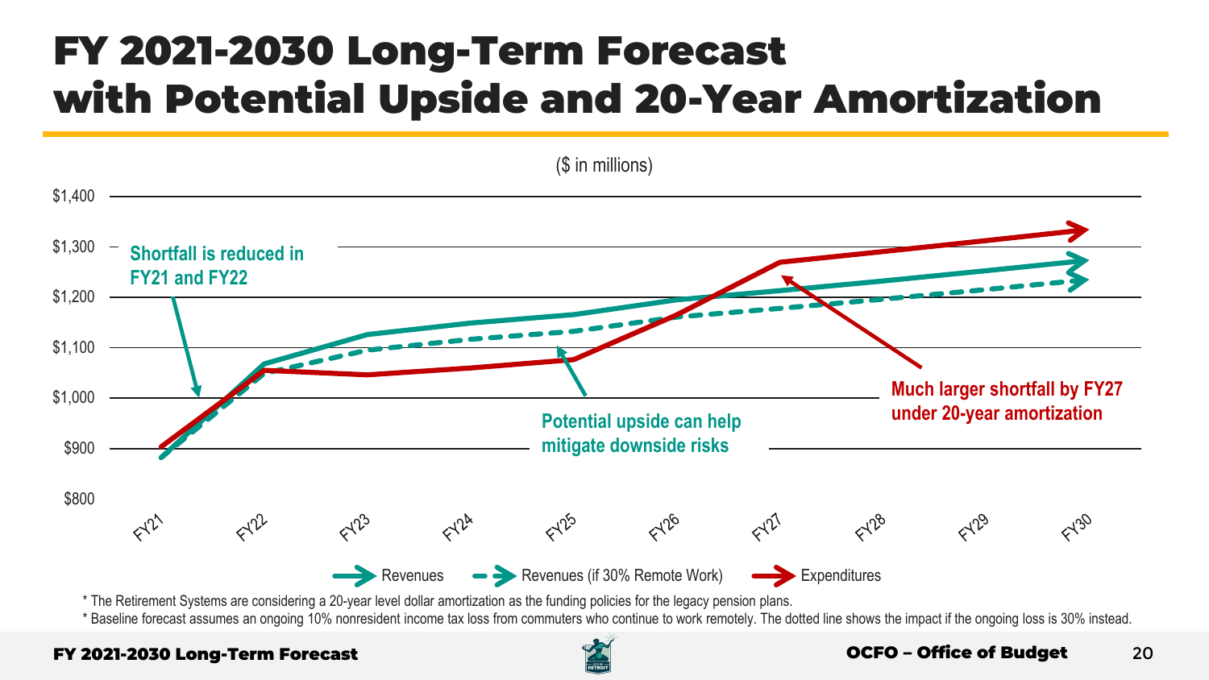# FY 2021-2030 Long-Term Forecast with Potential Upside and 20-Year Amortization

($ in millions)

Shortfall is reduced in FY21 and FY22

Potential upside can help mitigate downside risks

Much larger shortfall by FY27 under 20-year amortization

Revenues — Revenues (if 30% Remote Work) — Expenditures

* The Retirement Systems are considering a 20-year level dollar amortization as the funding policies for the legacy pension plans.

* Baseline forecast assumes an ongoing 10% nonresident income tax loss from commuters who continue to work remotely. The dotted line shows the impact if the ongoing loss is 30% instead.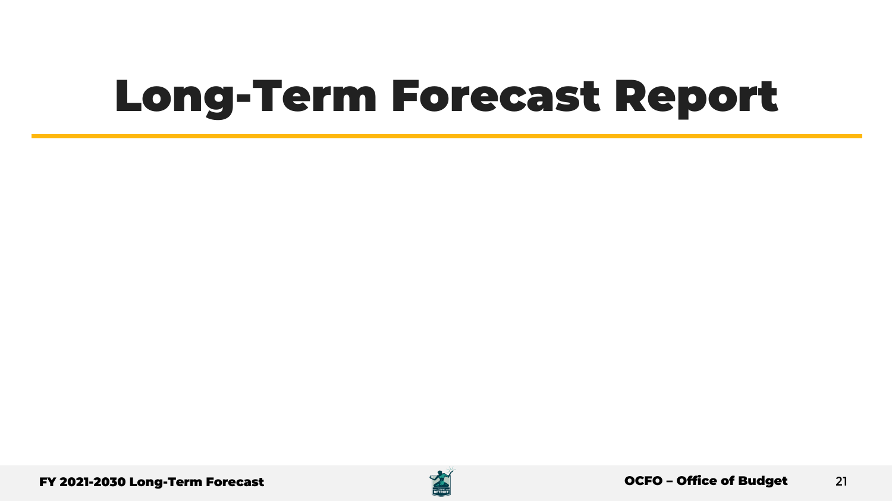# Long-Term Forecast Report